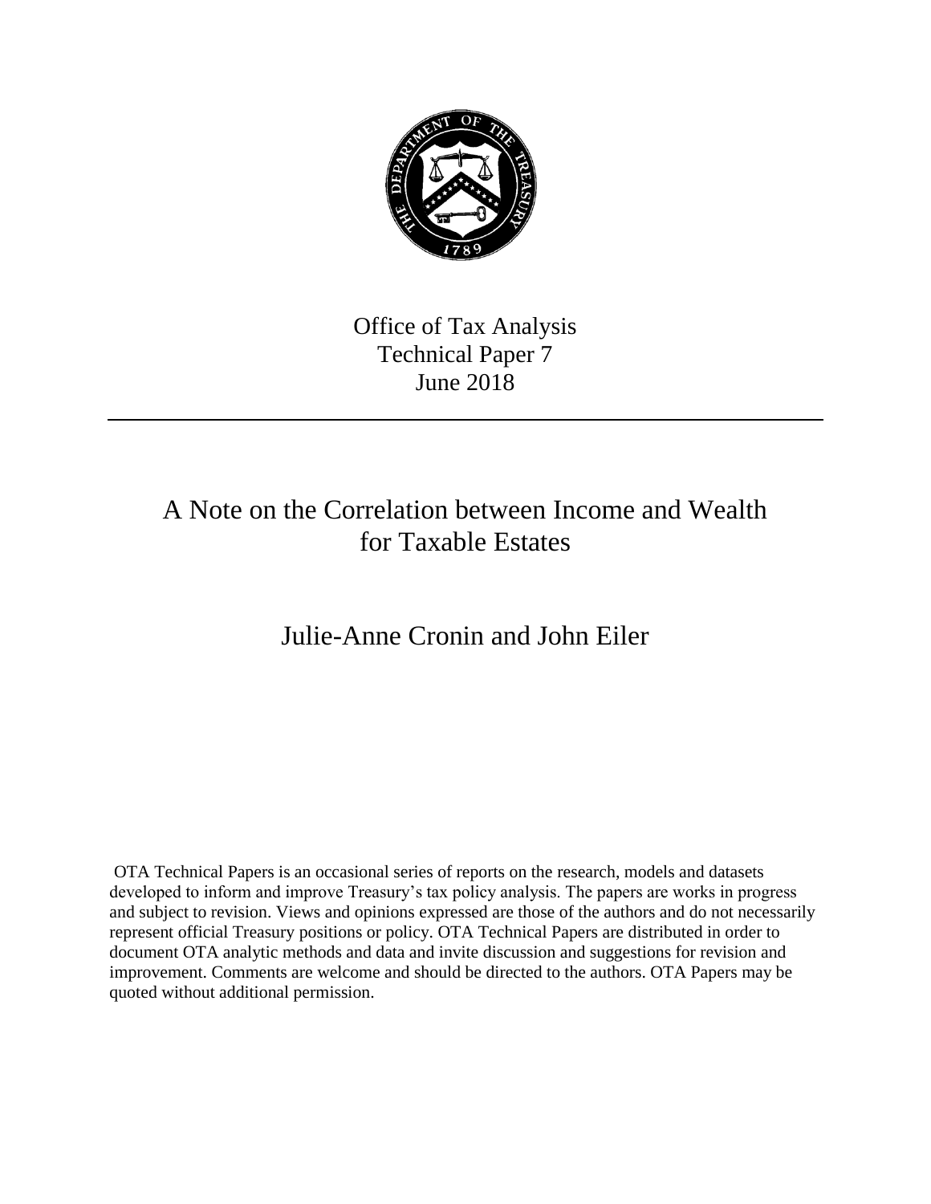Office of Tax Analysis
Technical Paper 7
June 2018

---

# A Note on the Correlation between Income and Wealth for Taxable Estates

## Julie-Anne Cronin and John Eiler

OTA Technical Papers is an occasional series of reports on the research, models and datasets developed to inform and improve Treasury's tax policy analysis. The papers are works in progress and subject to revision. Views and opinions expressed are those of the authors and do not necessarily represent official Treasury positions or policy. OTA Technical Papers are distributed in order to document OTA analytic methods and data and invite discussion and suggestions for revision and improvement. Comments are welcome and should be directed to the authors. OTA Papers may be quoted without additional permission.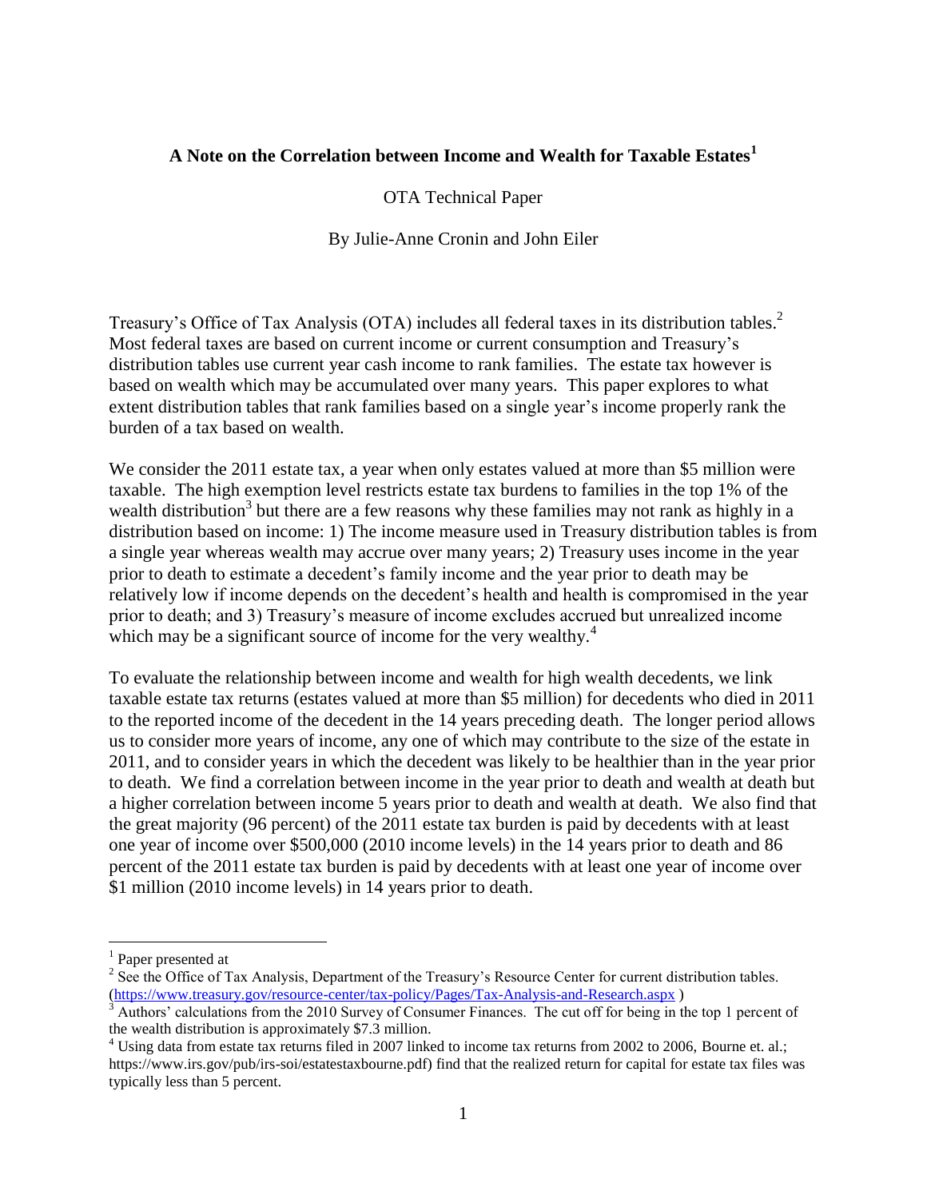**A Note on the Correlation between Income and Wealth for Taxable Estates[1]**

OTA Technical Paper

By Julie-Anne Cronin and John Eiler

Treasury's Office of Tax Analysis (OTA) includes all federal taxes in its distribution tables.[2] Most federal taxes are based on current income or current consumption and Treasury's distribution tables use current year cash income to rank families. The estate tax however is based on wealth which may be accumulated over many years. This paper explores to what extent distribution tables that rank families based on a single year's income properly rank the burden of a tax based on wealth.

We consider the 2011 estate tax, a year when only estates valued at more than $5 million were taxable. The high exemption level restricts estate tax burdens to families in the top 1% of the wealth distribution[3] but there are a few reasons why these families may not rank as highly in a distribution based on income: 1) The income measure used in Treasury distribution tables is from a single year whereas wealth may accrue over many years; 2) Treasury uses income in the year prior to death to estimate a decedent's family income and the year prior to death may be relatively low if income depends on the decedent's health and health is compromised in the year prior to death; and 3) Treasury's measure of income excludes accrued but unrealized income which may be a significant source of income for the very wealthy.[4]

To evaluate the relationship between income and wealth for high wealth decedents, we link taxable estate tax returns (estates valued at more than $5 million) for decedents who died in 2011 to the reported income of the decedent in the 14 years preceding death. The longer period allows us to consider more years of income, any one of which may contribute to the size of the estate in 2011, and to consider years in which the decedent was likely to be healthier than in the year prior to death. We find a correlation between income in the year prior to death and wealth at death but a higher correlation between income 5 years prior to death and wealth at death. We also find that the great majority (96 percent) of the 2011 estate tax burden is paid by decedents with at least one year of income over $500,000 (2010 income levels) in the 14 years prior to death and 86 percent of the 2011 estate tax burden is paid by decedents with at least one year of income over $1 million (2010 income levels) in 14 years prior to death.

---

[1] Paper presented at

[2] See the Office of Tax Analysis, Department of the Treasury's Resource Center for current distribution tables. (https://www.treasury.gov/resource-center/tax-policy/Pages/Tax-Analysis-and-Research.aspx )

[3] Authors' calculations from the 2010 Survey of Consumer Finances. The cut off for being in the top 1 percent of the wealth distribution is approximately $7.3 million.

[4] Using data from estate tax returns filed in 2007 linked to income tax returns from 2002 to 2006, Bourne et. al.; https://www.irs.gov/pub/irs-soi/estatestaxbourne.pdf) find that the realized return for capital for estate tax files was typically less than 5 percent.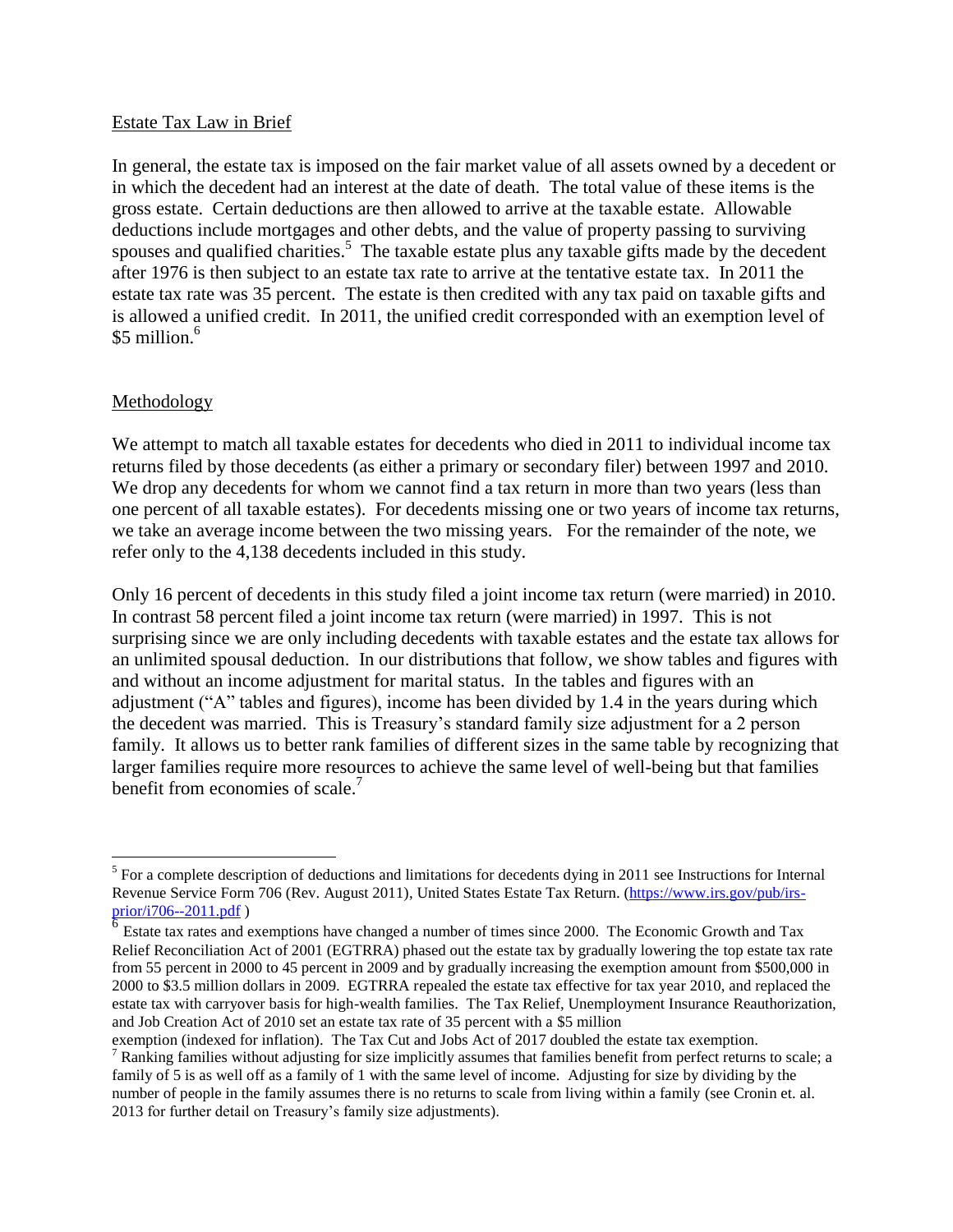## Estate Tax Law in Brief

In general, the estate tax is imposed on the fair market value of all assets owned by a decedent or in which the decedent had an interest at the date of death. The total value of these items is the gross estate. Certain deductions are then allowed to arrive at the taxable estate. Allowable deductions include mortgages and other debts, and the value of property passing to surviving spouses and qualified charities.[5] The taxable estate plus any taxable gifts made by the decedent after 1976 is then subject to an estate tax rate to arrive at the tentative estate tax. In 2011 the estate tax rate was 35 percent. The estate is then credited with any tax paid on taxable gifts and is allowed a unified credit. In 2011, the unified credit corresponded with an exemption level of $5 million.[6]

## Methodology

We attempt to match all taxable estates for decedents who died in 2011 to individual income tax returns filed by those decedents (as either a primary or secondary filer) between 1997 and 2010. We drop any decedents for whom we cannot find a tax return in more than two years (less than one percent of all taxable estates). For decedents missing one or two years of income tax returns, we take an average income between the two missing years. For the remainder of the note, we refer only to the 4,138 decedents included in this study.

Only 16 percent of decedents in this study filed a joint income tax return (were married) in 2010. In contrast 58 percent filed a joint income tax return (were married) in 1997. This is not surprising since we are only including decedents with taxable estates and the estate tax allows for an unlimited spousal deduction. In our distributions that follow, we show tables and figures with and without an income adjustment for marital status. In the tables and figures with an adjustment ("A" tables and figures), income has been divided by 1.4 in the years during which the decedent was married. This is Treasury's standard family size adjustment for a 2 person family. It allows us to better rank families of different sizes in the same table by recognizing that larger families require more resources to achieve the same level of well-being but that families benefit from economies of scale.[7]

---

[5] For a complete description of deductions and limitations for decedents dying in 2011 see Instructions for Internal Revenue Service Form 706 (Rev. August 2011), United States Estate Tax Return. (https://www.irs.gov/pub/irs-prior/i706--2011.pdf )

[6] Estate tax rates and exemptions have changed a number of times since 2000. The Economic Growth and Tax Relief Reconciliation Act of 2001 (EGTRRA) phased out the estate tax by gradually lowering the top estate tax rate from 55 percent in 2000 to 45 percent in 2009 and by gradually increasing the exemption amount from $500,000 in 2000 to $3.5 million dollars in 2009. EGTRRA repealed the estate tax effective for tax year 2010, and replaced the estate tax with carryover basis for high-wealth families. The Tax Relief, Unemployment Insurance Reauthorization, and Job Creation Act of 2010 set an estate tax rate of 35 percent with a $5 million exemption (indexed for inflation). The Tax Cut and Jobs Act of 2017 doubled the estate tax exemption.

[7] Ranking families without adjusting for size implicitly assumes that families benefit from perfect returns to scale; a family of 5 is as well off as a family of 1 with the same level of income. Adjusting for size by dividing by the number of people in the family assumes there is no returns to scale from living within a family (see Cronin et. al. 2013 for further detail on Treasury's family size adjustments).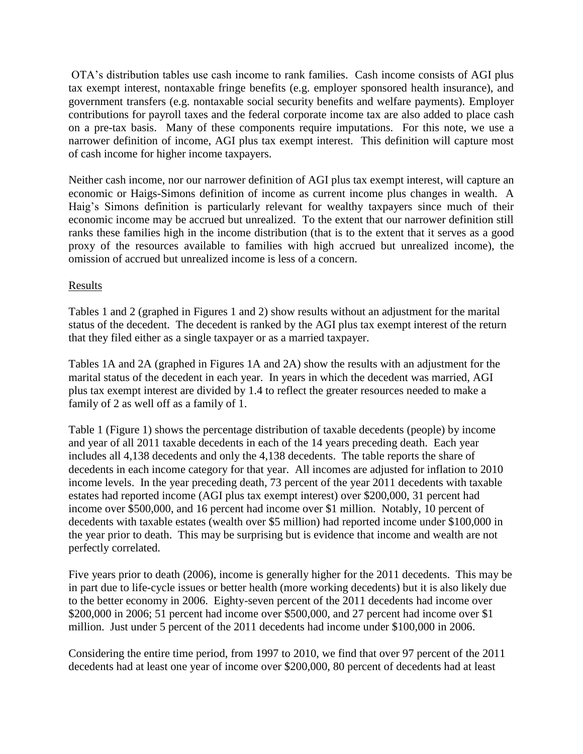OTA's distribution tables use cash income to rank families. Cash income consists of AGI plus tax exempt interest, nontaxable fringe benefits (e.g. employer sponsored health insurance), and government transfers (e.g. nontaxable social security benefits and welfare payments). Employer contributions for payroll taxes and the federal corporate income tax are also added to place cash on a pre-tax basis. Many of these components require imputations. For this note, we use a narrower definition of income, AGI plus tax exempt interest. This definition will capture most of cash income for higher income taxpayers.

Neither cash income, nor our narrower definition of AGI plus tax exempt interest, will capture an economic or Haigs-Simons definition of income as current income plus changes in wealth. A Haig's Simons definition is particularly relevant for wealthy taxpayers since much of their economic income may be accrued but unrealized. To the extent that our narrower definition still ranks these families high in the income distribution (that is to the extent that it serves as a good proxy of the resources available to families with high accrued but unrealized income), the omission of accrued but unrealized income is less of a concern.

## Results

Tables 1 and 2 (graphed in Figures 1 and 2) show results without an adjustment for the marital status of the decedent. The decedent is ranked by the AGI plus tax exempt interest of the return that they filed either as a single taxpayer or as a married taxpayer.

Tables 1A and 2A (graphed in Figures 1A and 2A) show the results with an adjustment for the marital status of the decedent in each year. In years in which the decedent was married, AGI plus tax exempt interest are divided by 1.4 to reflect the greater resources needed to make a family of 2 as well off as a family of 1.

Table 1 (Figure 1) shows the percentage distribution of taxable decedents (people) by income and year of all 2011 taxable decedents in each of the 14 years preceding death. Each year includes all 4,138 decedents and only the 4,138 decedents. The table reports the share of decedents in each income category for that year. All incomes are adjusted for inflation to 2010 income levels. In the year preceding death, 73 percent of the year 2011 decedents with taxable estates had reported income (AGI plus tax exempt interest) over $200,000, 31 percent had income over $500,000, and 16 percent had income over $1 million. Notably, 10 percent of decedents with taxable estates (wealth over $5 million) had reported income under $100,000 in the year prior to death. This may be surprising but is evidence that income and wealth are not perfectly correlated.

Five years prior to death (2006), income is generally higher for the 2011 decedents. This may be in part due to life-cycle issues or better health (more working decedents) but it is also likely due to the better economy in 2006. Eighty-seven percent of the 2011 decedents had income over $200,000 in 2006; 51 percent had income over $500,000, and 27 percent had income over $1 million. Just under 5 percent of the 2011 decedents had income under $100,000 in 2006.

Considering the entire time period, from 1997 to 2010, we find that over 97 percent of the 2011 decedents had at least one year of income over $200,000, 80 percent of decedents had at least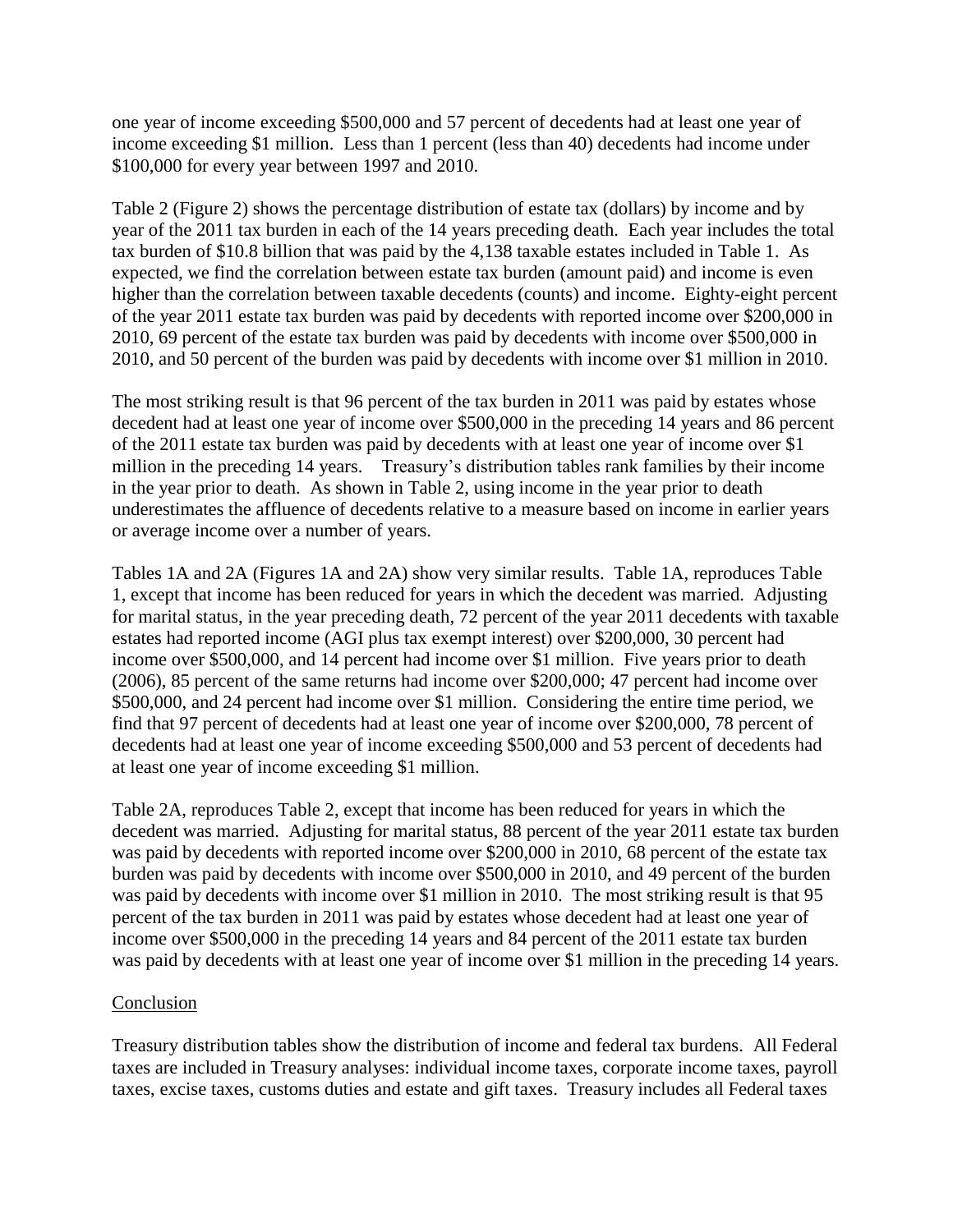one year of income exceeding $500,000 and 57 percent of decedents had at least one year of income exceeding $1 million. Less than 1 percent (less than 40) decedents had income under $100,000 for every year between 1997 and 2010.

Table 2 (Figure 2) shows the percentage distribution of estate tax (dollars) by income and by year of the 2011 tax burden in each of the 14 years preceding death. Each year includes the total tax burden of $10.8 billion that was paid by the 4,138 taxable estates included in Table 1. As expected, we find the correlation between estate tax burden (amount paid) and income is even higher than the correlation between taxable decedents (counts) and income. Eighty-eight percent of the year 2011 estate tax burden was paid by decedents with reported income over $200,000 in 2010, 69 percent of the estate tax burden was paid by decedents with income over $500,000 in 2010, and 50 percent of the burden was paid by decedents with income over $1 million in 2010.

The most striking result is that 96 percent of the tax burden in 2011 was paid by estates whose decedent had at least one year of income over $500,000 in the preceding 14 years and 86 percent of the 2011 estate tax burden was paid by decedents with at least one year of income over $1 million in the preceding 14 years. Treasury's distribution tables rank families by their income in the year prior to death. As shown in Table 2, using income in the year prior to death underestimates the affluence of decedents relative to a measure based on income in earlier years or average income over a number of years.

Tables 1A and 2A (Figures 1A and 2A) show very similar results. Table 1A, reproduces Table 1, except that income has been reduced for years in which the decedent was married. Adjusting for marital status, in the year preceding death, 72 percent of the year 2011 decedents with taxable estates had reported income (AGI plus tax exempt interest) over $200,000, 30 percent had income over $500,000, and 14 percent had income over $1 million. Five years prior to death (2006), 85 percent of the same returns had income over $200,000; 47 percent had income over $500,000, and 24 percent had income over $1 million. Considering the entire time period, we find that 97 percent of decedents had at least one year of income over $200,000, 78 percent of decedents had at least one year of income exceeding $500,000 and 53 percent of decedents had at least one year of income exceeding $1 million.

Table 2A, reproduces Table 2, except that income has been reduced for years in which the decedent was married. Adjusting for marital status, 88 percent of the year 2011 estate tax burden was paid by decedents with reported income over $200,000 in 2010, 68 percent of the estate tax burden was paid by decedents with income over $500,000 in 2010, and 49 percent of the burden was paid by decedents with income over $1 million in 2010. The most striking result is that 95 percent of the tax burden in 2011 was paid by estates whose decedent had at least one year of income over $500,000 in the preceding 14 years and 84 percent of the 2011 estate tax burden was paid by decedents with at least one year of income over $1 million in the preceding 14 years.

## Conclusion

Treasury distribution tables show the distribution of income and federal tax burdens. All Federal taxes are included in Treasury analyses: individual income taxes, corporate income taxes, payroll taxes, excise taxes, customs duties and estate and gift taxes. Treasury includes all Federal taxes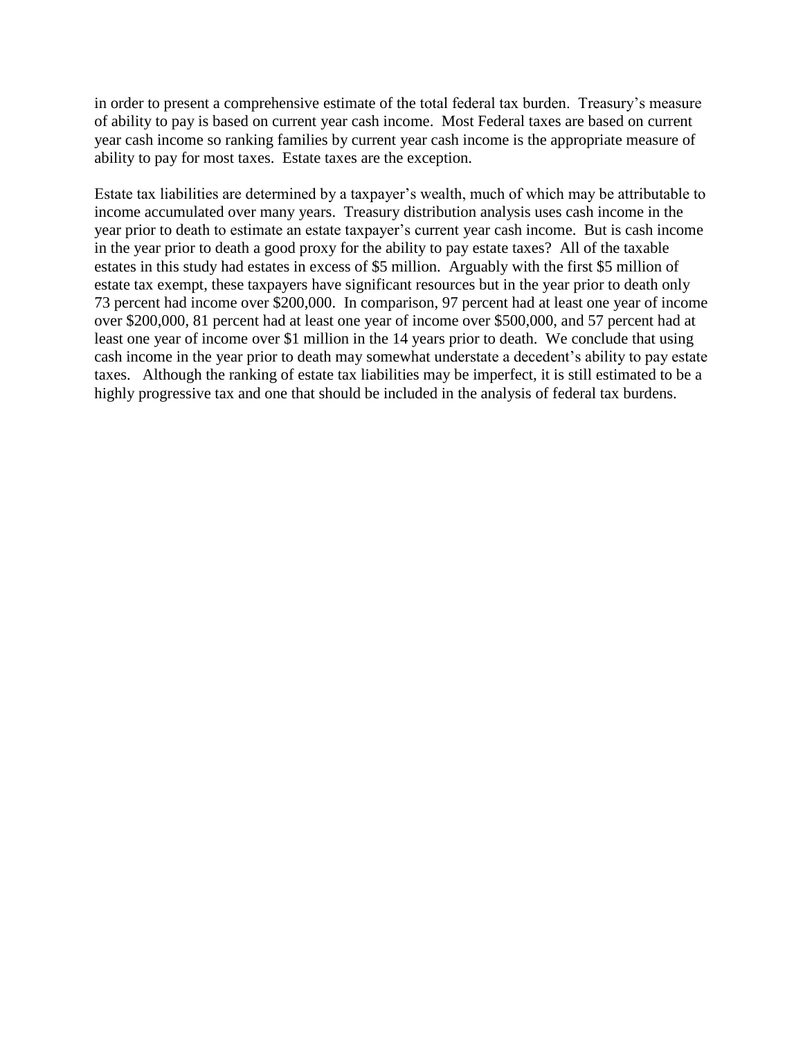in order to present a comprehensive estimate of the total federal tax burden. Treasury's measure of ability to pay is based on current year cash income. Most Federal taxes are based on current year cash income so ranking families by current year cash income is the appropriate measure of ability to pay for most taxes. Estate taxes are the exception.

Estate tax liabilities are determined by a taxpayer's wealth, much of which may be attributable to income accumulated over many years. Treasury distribution analysis uses cash income in the year prior to death to estimate an estate taxpayer's current year cash income. But is cash income in the year prior to death a good proxy for the ability to pay estate taxes? All of the taxable estates in this study had estates in excess of $5 million. Arguably with the first $5 million of estate tax exempt, these taxpayers have significant resources but in the year prior to death only 73 percent had income over $200,000. In comparison, 97 percent had at least one year of income over $200,000, 81 percent had at least one year of income over $500,000, and 57 percent had at least one year of income over $1 million in the 14 years prior to death. We conclude that using cash income in the year prior to death may somewhat understate a decedent's ability to pay estate taxes. Although the ranking of estate tax liabilities may be imperfect, it is still estimated to be a highly progressive tax and one that should be included in the analysis of federal tax burdens.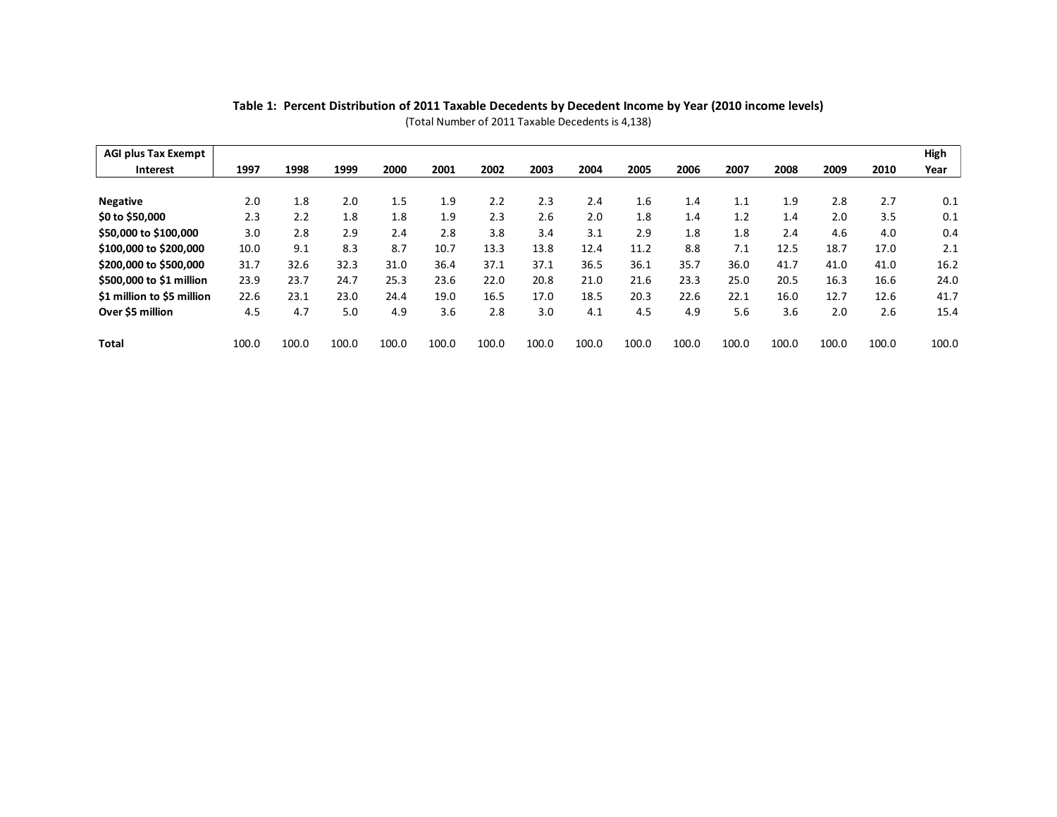**Table 1: Percent Distribution of 2011 Taxable Decedents by Decedent Income by Year (2010 income levels)**

(Total Number of 2011 Taxable Decedents is 4,138)

| AGI plus Tax Exempt Interest | 1997 | 1998 | 1999 | 2000 | 2001 | 2002 | 2003 | 2004 | 2005 | 2006 | 2007 | 2008 | 2009 | 2010 | High Year |
|---|---|---|---|---|---|---|---|---|---|---|---|---|---|---|---|
| **Negative** | 2.0 | 1.8 | 2.0 | 1.5 | 1.9 | 2.2 | 2.3 | 2.4 | 1.6 | 1.4 | 1.1 | 1.9 | 2.8 | 2.7 | 0.1 |
| **$0 to $50,000** | 2.3 | 2.2 | 1.8 | 1.8 | 1.9 | 2.3 | 2.6 | 2.0 | 1.8 | 1.4 | 1.2 | 1.4 | 2.0 | 3.5 | 0.1 |
| **$50,000 to $100,000** | 3.0 | 2.8 | 2.9 | 2.4 | 2.8 | 3.8 | 3.4 | 3.1 | 2.9 | 1.8 | 1.8 | 2.4 | 4.6 | 4.0 | 0.4 |
| **$100,000 to $200,000** | 10.0 | 9.1 | 8.3 | 8.7 | 10.7 | 13.3 | 13.8 | 12.4 | 11.2 | 8.8 | 7.1 | 12.5 | 18.7 | 17.0 | 2.1 |
| **$200,000 to $500,000** | 31.7 | 32.6 | 32.3 | 31.0 | 36.4 | 37.1 | 37.1 | 36.5 | 36.1 | 35.7 | 36.0 | 41.7 | 41.0 | 41.0 | 16.2 |
| **$500,000 to $1 million** | 23.9 | 23.7 | 24.7 | 25.3 | 23.6 | 22.0 | 20.8 | 21.0 | 21.6 | 23.3 | 25.0 | 20.5 | 16.3 | 16.6 | 24.0 |
| **$1 million to $5 million** | 22.6 | 23.1 | 23.0 | 24.4 | 19.0 | 16.5 | 17.0 | 18.5 | 20.3 | 22.6 | 22.1 | 16.0 | 12.7 | 12.6 | 41.7 |
| **Over $5 million** | 4.5 | 4.7 | 5.0 | 4.9 | 3.6 | 2.8 | 3.0 | 4.1 | 4.5 | 4.9 | 5.6 | 3.6 | 2.0 | 2.6 | 15.4 |
| **Total** | 100.0 | 100.0 | 100.0 | 100.0 | 100.0 | 100.0 | 100.0 | 100.0 | 100.0 | 100.0 | 100.0 | 100.0 | 100.0 | 100.0 | 100.0 |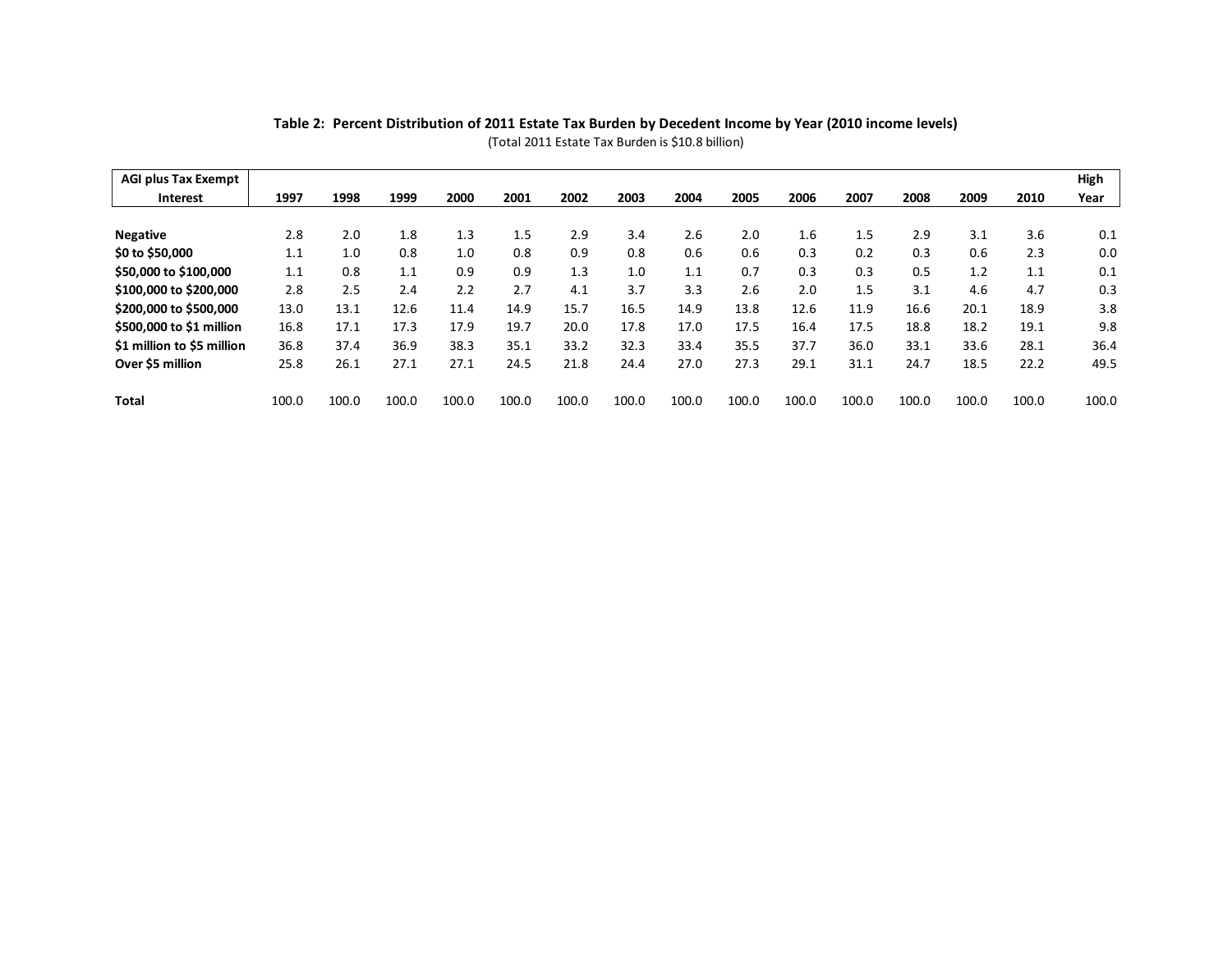**Table 2: Percent Distribution of 2011 Estate Tax Burden by Decedent Income by Year (2010 income levels)**

(Total 2011 Estate Tax Burden is $10.8 billion)

| AGI plus Tax Exempt Interest | 1997 | 1998 | 1999 | 2000 | 2001 | 2002 | 2003 | 2004 | 2005 | 2006 | 2007 | 2008 | 2009 | 2010 | High Year |
|---|---|---|---|---|---|---|---|---|---|---|---|---|---|---|---|
| **Negative** | 2.8 | 2.0 | 1.8 | 1.3 | 1.5 | 2.9 | 3.4 | 2.6 | 2.0 | 1.6 | 1.5 | 2.9 | 3.1 | 3.6 | 0.1 |
| **$0 to $50,000** | 1.1 | 1.0 | 0.8 | 1.0 | 0.8 | 0.9 | 0.8 | 0.6 | 0.6 | 0.3 | 0.2 | 0.3 | 0.6 | 2.3 | 0.0 |
| **$50,000 to $100,000** | 1.1 | 0.8 | 1.1 | 0.9 | 0.9 | 1.3 | 1.0 | 1.1 | 0.7 | 0.3 | 0.3 | 0.5 | 1.2 | 1.1 | 0.1 |
| **$100,000 to $200,000** | 2.8 | 2.5 | 2.4 | 2.2 | 2.7 | 4.1 | 3.7 | 3.3 | 2.6 | 2.0 | 1.5 | 3.1 | 4.6 | 4.7 | 0.3 |
| **$200,000 to $500,000** | 13.0 | 13.1 | 12.6 | 11.4 | 14.9 | 15.7 | 16.5 | 14.9 | 13.8 | 12.6 | 11.9 | 16.6 | 20.1 | 18.9 | 3.8 |
| **$500,000 to $1 million** | 16.8 | 17.1 | 17.3 | 17.9 | 19.7 | 20.0 | 17.8 | 17.0 | 17.5 | 16.4 | 17.5 | 18.8 | 18.2 | 19.1 | 9.8 |
| **$1 million to $5 million** | 36.8 | 37.4 | 36.9 | 38.3 | 35.1 | 33.2 | 32.3 | 33.4 | 35.5 | 37.7 | 36.0 | 33.1 | 33.6 | 28.1 | 36.4 |
| **Over $5 million** | 25.8 | 26.1 | 27.1 | 27.1 | 24.5 | 21.8 | 24.4 | 27.0 | 27.3 | 29.1 | 31.1 | 24.7 | 18.5 | 22.2 | 49.5 |
| **Total** | 100.0 | 100.0 | 100.0 | 100.0 | 100.0 | 100.0 | 100.0 | 100.0 | 100.0 | 100.0 | 100.0 | 100.0 | 100.0 | 100.0 | 100.0 |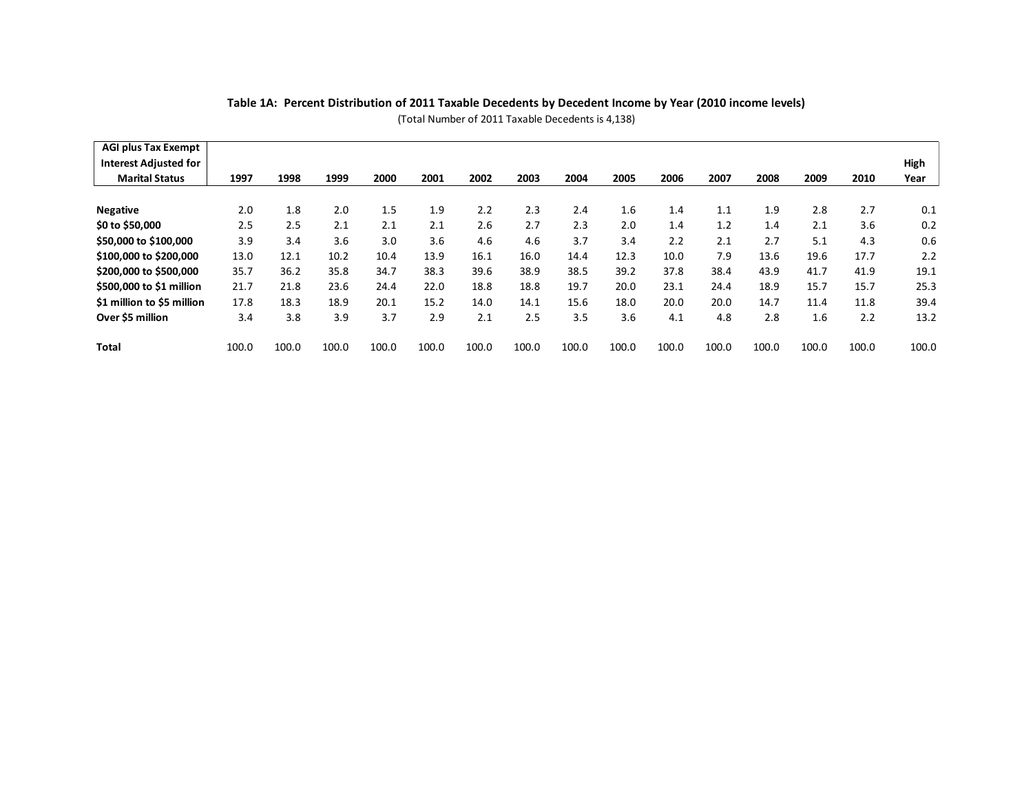**Table 1A: Percent Distribution of 2011 Taxable Decedents by Decedent Income by Year (2010 income levels)**

(Total Number of 2011 Taxable Decedents is 4,138)

| AGI plus Tax Exempt Interest Adjusted for Marital Status | 1997 | 1998 | 1999 | 2000 | 2001 | 2002 | 2003 | 2004 | 2005 | 2006 | 2007 | 2008 | 2009 | 2010 | High Year |
|---|---|---|---|---|---|---|---|---|---|---|---|---|---|---|---|
| **Negative** | 2.0 | 1.8 | 2.0 | 1.5 | 1.9 | 2.2 | 2.3 | 2.4 | 1.6 | 1.4 | 1.1 | 1.9 | 2.8 | 2.7 | 0.1 |
| **$0 to $50,000** | 2.5 | 2.5 | 2.1 | 2.1 | 2.1 | 2.6 | 2.7 | 2.3 | 2.0 | 1.4 | 1.2 | 1.4 | 2.1 | 3.6 | 0.2 |
| **$50,000 to $100,000** | 3.9 | 3.4 | 3.6 | 3.0 | 3.6 | 4.6 | 4.6 | 3.7 | 3.4 | 2.2 | 2.1 | 2.7 | 5.1 | 4.3 | 0.6 |
| **$100,000 to $200,000** | 13.0 | 12.1 | 10.2 | 10.4 | 13.9 | 16.1 | 16.0 | 14.4 | 12.3 | 10.0 | 7.9 | 13.6 | 19.6 | 17.7 | 2.2 |
| **$200,000 to $500,000** | 35.7 | 36.2 | 35.8 | 34.7 | 38.3 | 39.6 | 38.9 | 38.5 | 39.2 | 37.8 | 38.4 | 43.9 | 41.7 | 41.9 | 19.1 |
| **$500,000 to $1 million** | 21.7 | 21.8 | 23.6 | 24.4 | 22.0 | 18.8 | 18.8 | 19.7 | 20.0 | 23.1 | 24.4 | 18.9 | 15.7 | 15.7 | 25.3 |
| **$1 million to $5 million** | 17.8 | 18.3 | 18.9 | 20.1 | 15.2 | 14.0 | 14.1 | 15.6 | 18.0 | 20.0 | 20.0 | 14.7 | 11.4 | 11.8 | 39.4 |
| **Over $5 million** | 3.4 | 3.8 | 3.9 | 3.7 | 2.9 | 2.1 | 2.5 | 3.5 | 3.6 | 4.1 | 4.8 | 2.8 | 1.6 | 2.2 | 13.2 |
| **Total** | 100.0 | 100.0 | 100.0 | 100.0 | 100.0 | 100.0 | 100.0 | 100.0 | 100.0 | 100.0 | 100.0 | 100.0 | 100.0 | 100.0 | 100.0 |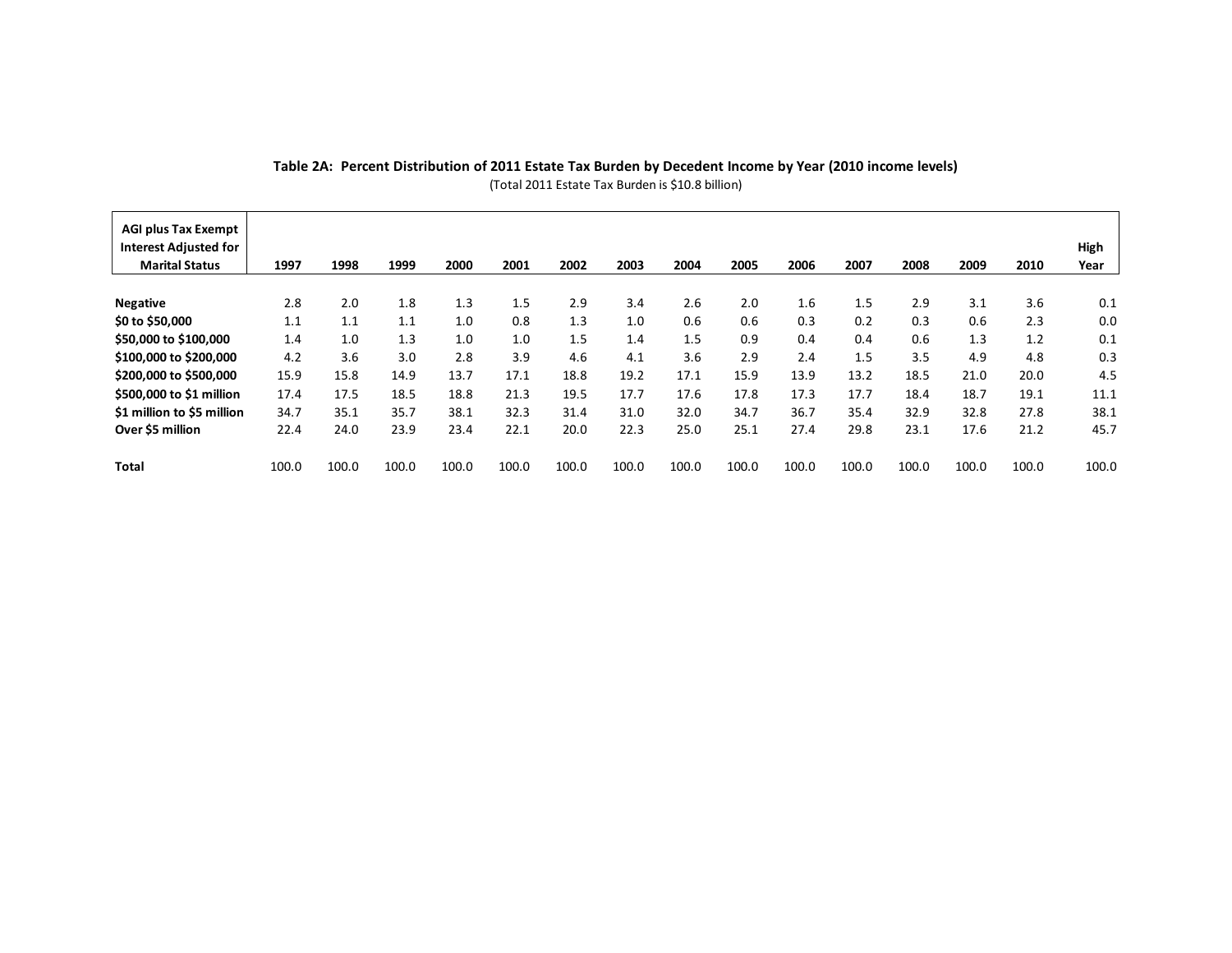**Table 2A: Percent Distribution of 2011 Estate Tax Burden by Decedent Income by Year (2010 income levels)**

(Total 2011 Estate Tax Burden is $10.8 billion)

| AGI plus Tax Exempt Interest Adjusted for Marital Status | 1997 | 1998 | 1999 | 2000 | 2001 | 2002 | 2003 | 2004 | 2005 | 2006 | 2007 | 2008 | 2009 | 2010 | High Year |
|---|---|---|---|---|---|---|---|---|---|---|---|---|---|---|---|
| **Negative** | 2.8 | 2.0 | 1.8 | 1.3 | 1.5 | 2.9 | 3.4 | 2.6 | 2.0 | 1.6 | 1.5 | 2.9 | 3.1 | 3.6 | 0.1 |
| **$0 to $50,000** | 1.1 | 1.1 | 1.1 | 1.0 | 0.8 | 1.3 | 1.0 | 0.6 | 0.6 | 0.3 | 0.2 | 0.3 | 0.6 | 2.3 | 0.0 |
| **$50,000 to $100,000** | 1.4 | 1.0 | 1.3 | 1.0 | 1.0 | 1.5 | 1.4 | 1.5 | 0.9 | 0.4 | 0.4 | 0.6 | 1.3 | 1.2 | 0.1 |
| **$100,000 to $200,000** | 4.2 | 3.6 | 3.0 | 2.8 | 3.9 | 4.6 | 4.1 | 3.6 | 2.9 | 2.4 | 1.5 | 3.5 | 4.9 | 4.8 | 0.3 |
| **$200,000 to $500,000** | 15.9 | 15.8 | 14.9 | 13.7 | 17.1 | 18.8 | 19.2 | 17.1 | 15.9 | 13.9 | 13.2 | 18.5 | 21.0 | 20.0 | 4.5 |
| **$500,000 to $1 million** | 17.4 | 17.5 | 18.5 | 18.8 | 21.3 | 19.5 | 17.7 | 17.6 | 17.8 | 17.3 | 17.7 | 18.4 | 18.7 | 19.1 | 11.1 |
| **$1 million to $5 million** | 34.7 | 35.1 | 35.7 | 38.1 | 32.3 | 31.4 | 31.0 | 32.0 | 34.7 | 36.7 | 35.4 | 32.9 | 32.8 | 27.8 | 38.1 |
| **Over $5 million** | 22.4 | 24.0 | 23.9 | 23.4 | 22.1 | 20.0 | 22.3 | 25.0 | 25.1 | 27.4 | 29.8 | 23.1 | 17.6 | 21.2 | 45.7 |
| **Total** | 100.0 | 100.0 | 100.0 | 100.0 | 100.0 | 100.0 | 100.0 | 100.0 | 100.0 | 100.0 | 100.0 | 100.0 | 100.0 | 100.0 | 100.0 |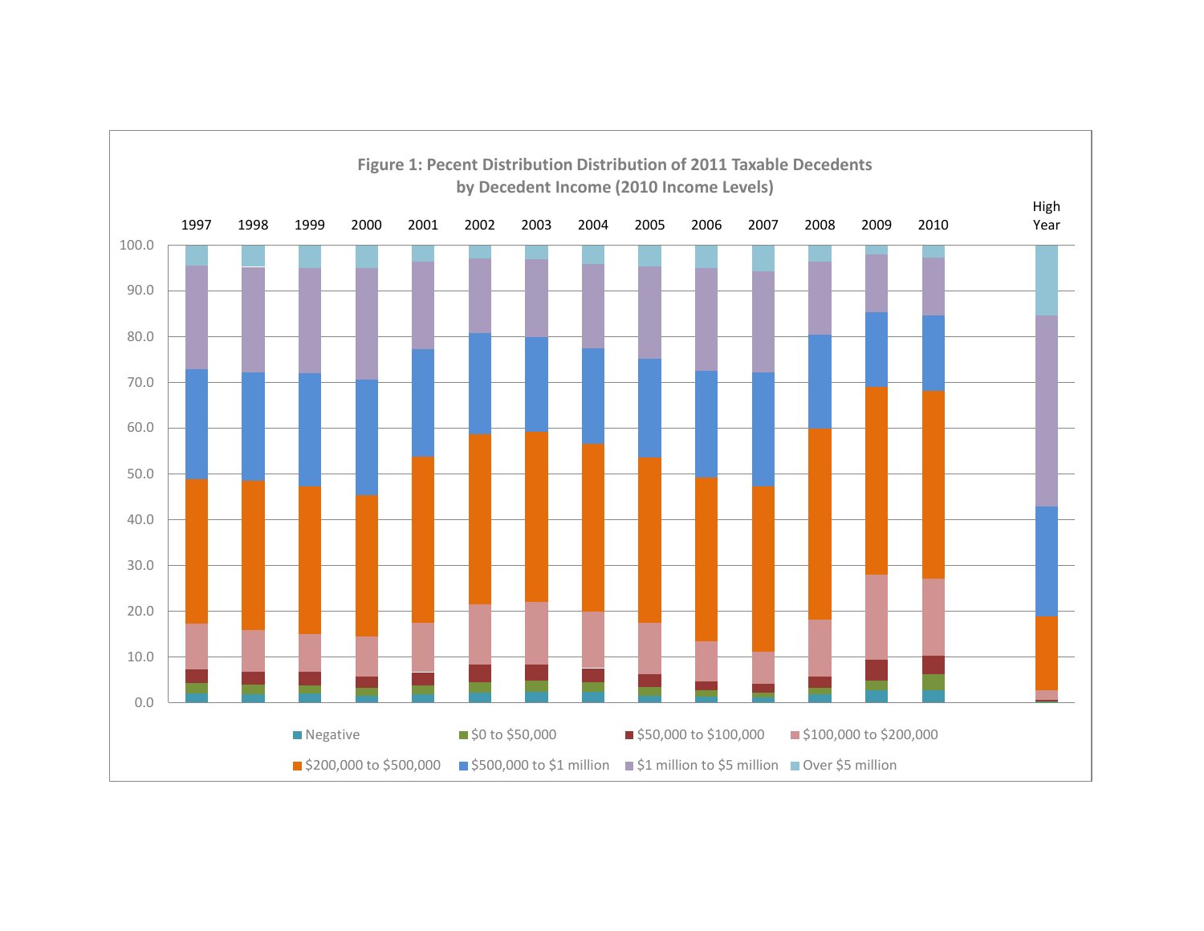**Figure 1: Pecent Distribution Distribution of 2011 Taxable Decedents by Decedent Income (2010 Income Levels)**

1997 1998 1999 2000 2001 2002 2003 2004 2005 2006 2007 2008 2009 2010 High Year

100.0
90.0
80.0
70.0
60.0
50.0
40.0
30.0
20.0
10.0
0.0

Negative | $0 to $50,000 | $50,000 to $100,000 | $100,000 to $200,000 | $200,000 to $500,000 | $500,000 to $1 million | $1 million to $5 million | Over $5 million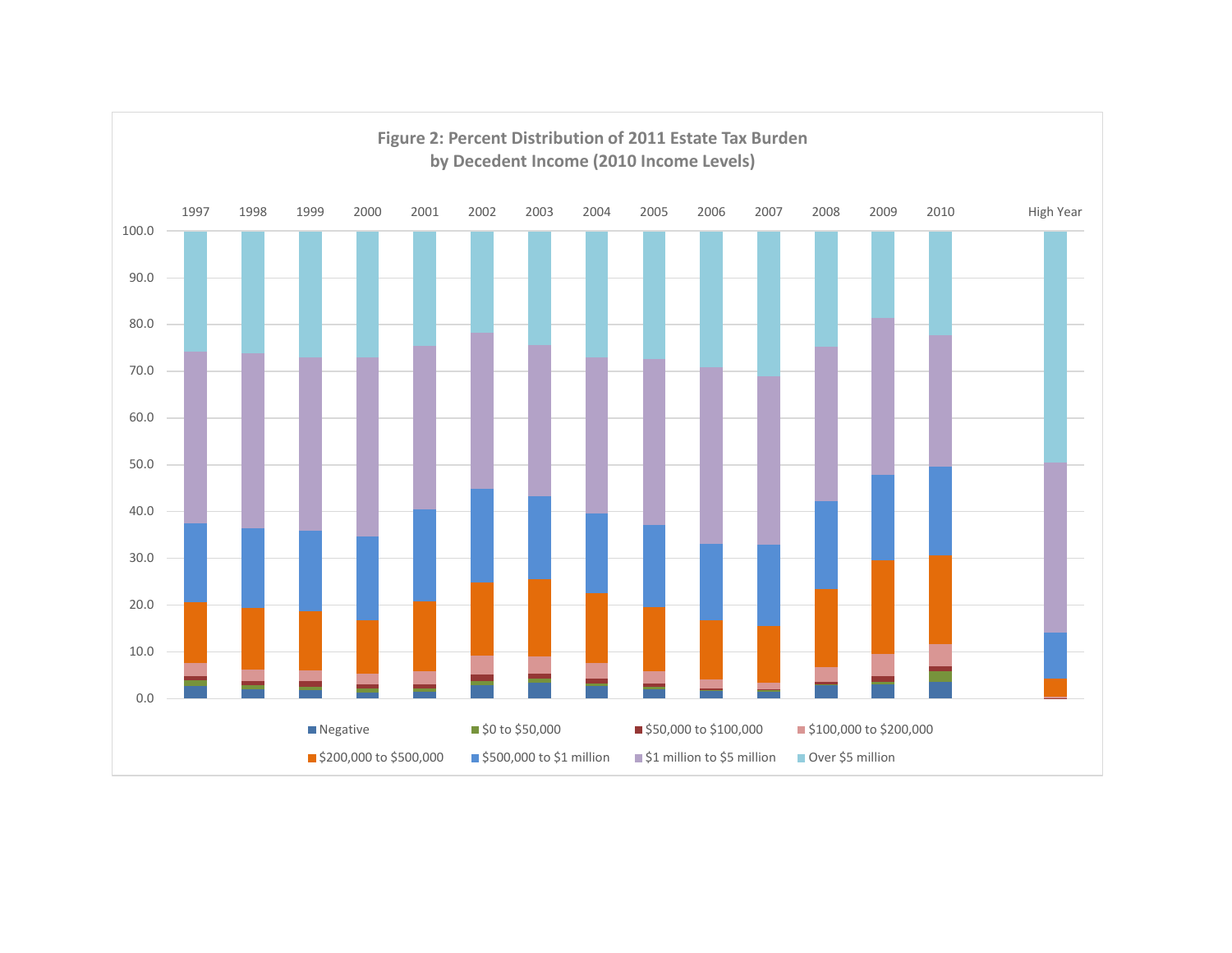**Figure 2: Percent Distribution of 2011 Estate Tax Burden by Decedent Income (2010 Income Levels)**

1997 1998 1999 2000 2001 2002 2003 2004 2005 2006 2007 2008 2009 2010 High Year

100.0
90.0
80.0
70.0
60.0
50.0
40.0
30.0
20.0
10.0
0.0

Negative, $0 to $50,000, $50,000 to $100,000, $100,000 to $200,000, $200,000 to $500,000, $500,000 to $1 million, $1 million to $5 million, Over $5 million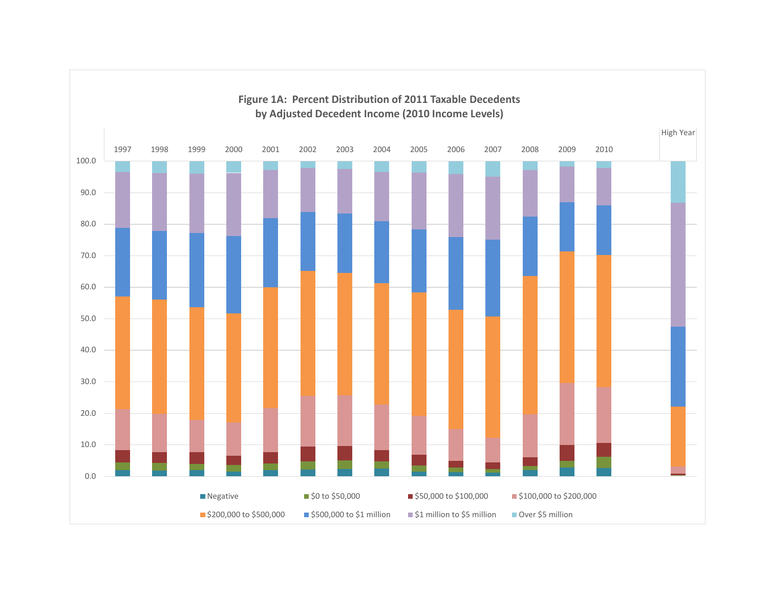**Figure 1A: Percent Distribution of 2011 Taxable Decedents by Adjusted Decedent Income (2010 Income Levels)**

Legend: Negative; $0 to $50,000; $50,000 to $100,000; $100,000 to $200,000; $200,000 to $500,000; $500,000 to $1 million; $1 million to $5 million; Over $5 million

Columns: 1997, 1998, 1999, 2000, 2001, 2002, 2003, 2004, 2005, 2006, 2007, 2008, 2009, 2010, High Year

Y-axis: 0.0 to 100.0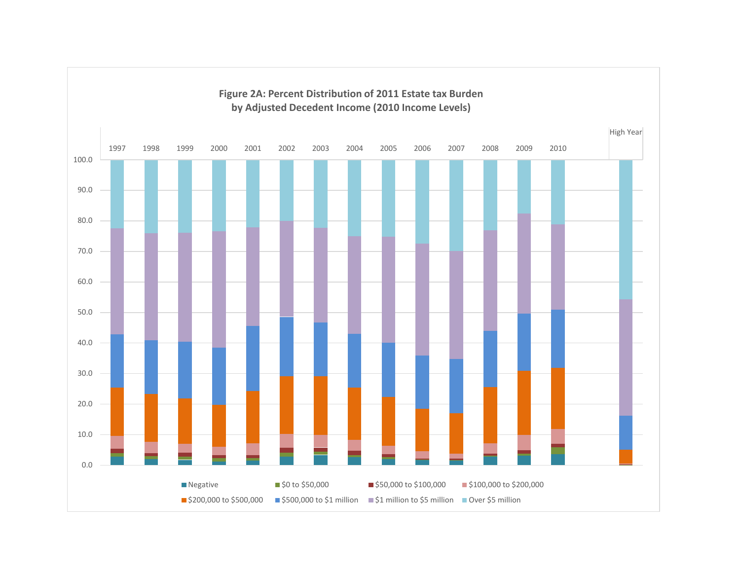**Figure 2A: Percent Distribution of 2011 Estate tax Burden by Adjusted Decedent Income (2010 Income Levels)**

1997 1998 1999 2000 2001 2002 2003 2004 2005 2006 2007 2008 2009 2010 High Year

100.0
90.0
80.0
70.0
60.0
50.0
40.0
30.0
20.0
10.0
0.0

Negative; $0 to $50,000; $50,000 to $100,000; $100,000 to $200,000; $200,000 to $500,000; $500,000 to $1 million; $1 million to $5 million; Over $5 million